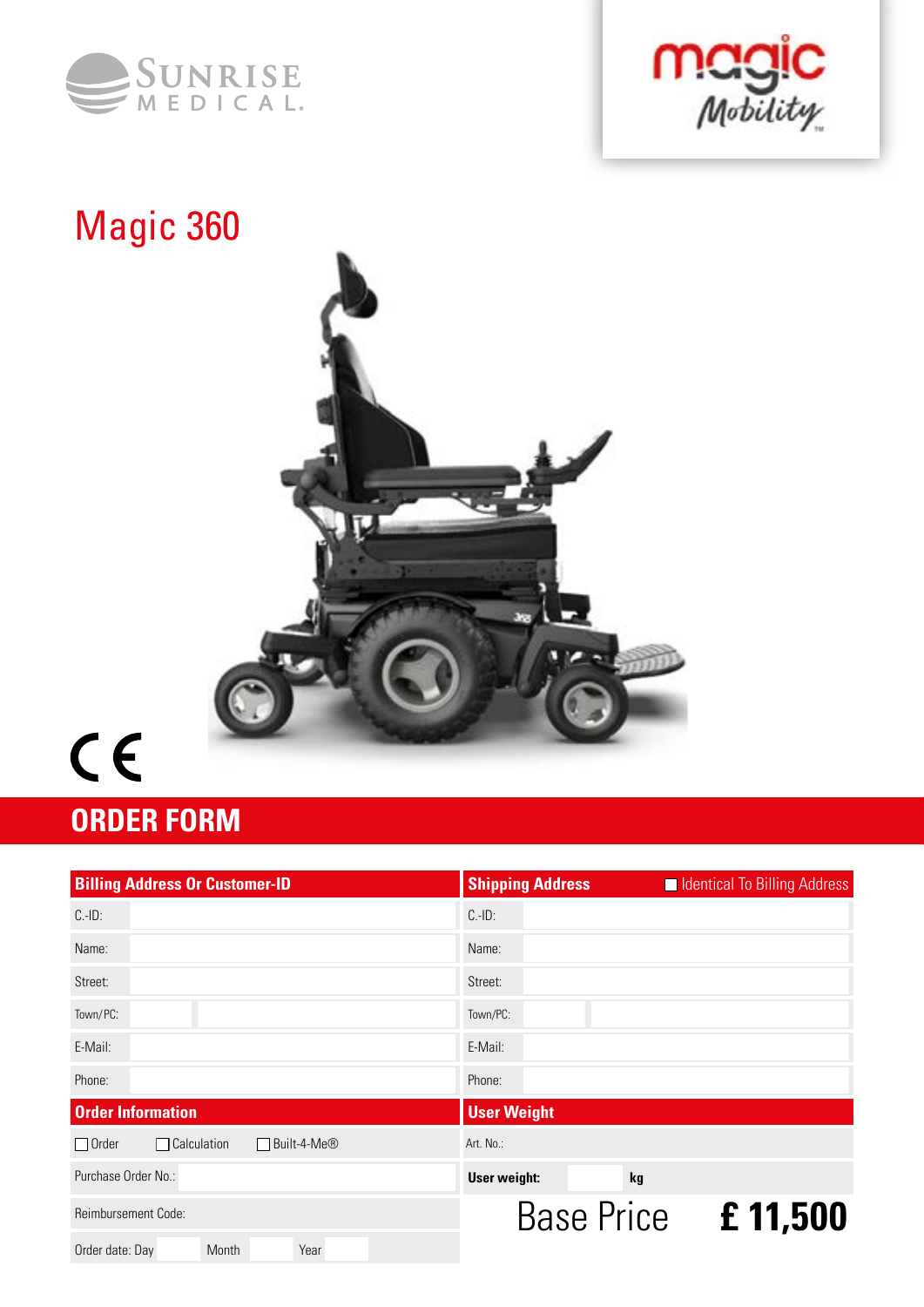SUNRISE MEDICAL.

magic Mobility

# Magic 360

CE

## ORDER FORM

| Billing Address Or Customer-ID | | Shipping Address | ☐ Identical To Billing Address |
|---|---|---|---|
| C.-ID: | | C.-ID: | |
| Name: | | Name: | |
| Street: | | Street: | |
| Town/PC: | | Town/PC: | |
| E-Mail: | | E-Mail: | |
| Phone: | | Phone: | |

| Order Information | User Weight |
|---|---|
| ☐ Order ☐ Calculation ☐ Built-4-Me® | Art. No.: |
| Purchase Order No.: | **User weight:** kg |
| Reimbursement Code: | Base Price **£ 11,500** |
| Order date: Day Month Year | |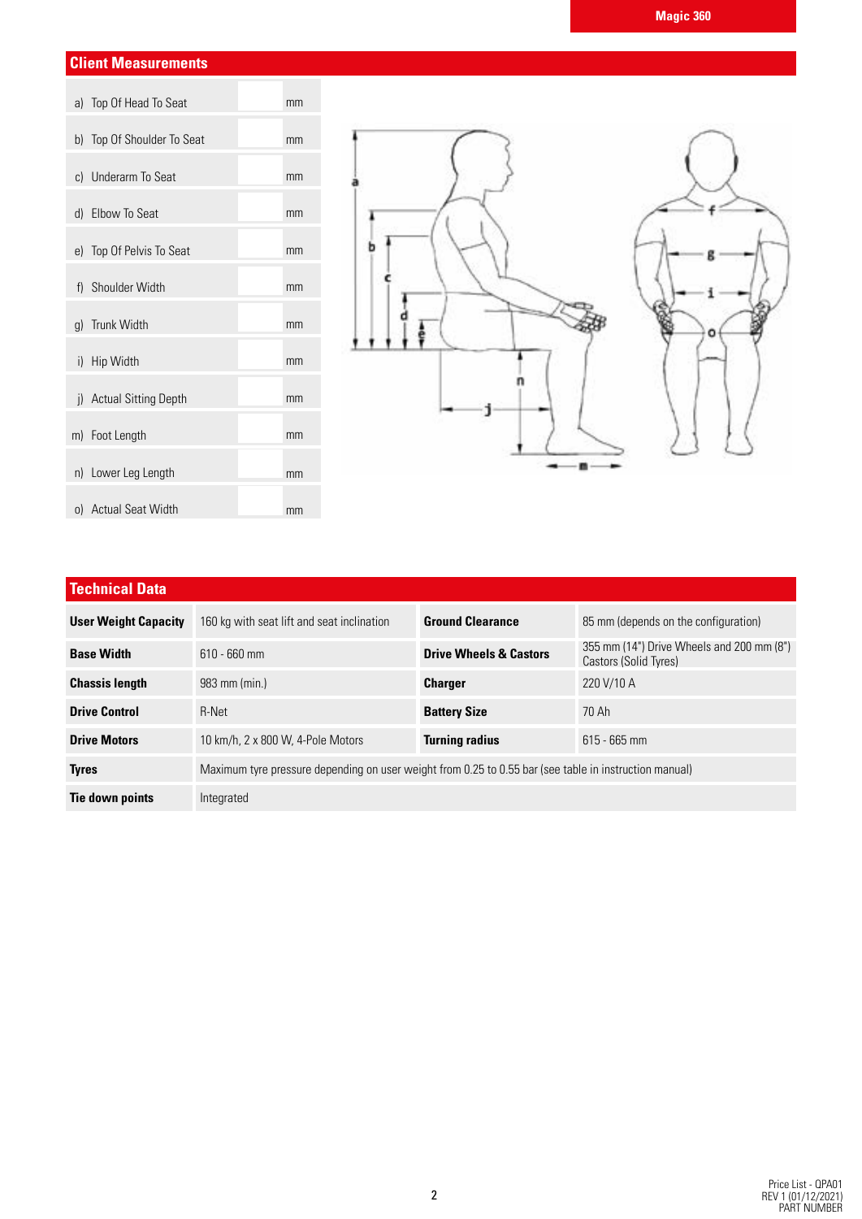## Client Measurements

| | | |
|---|---|---|
| a) Top Of Head To Seat | | mm |
| b) Top Of Shoulder To Seat | | mm |
| c) Underarm To Seat | | mm |
| d) Elbow To Seat | | mm |
| e) Top Of Pelvis To Seat | | mm |
| f) Shoulder Width | | mm |
| g) Trunk Width | | mm |
| i) Hip Width | | mm |
| j) Actual Sitting Depth | | mm |
| m) Foot Length | | mm |
| n) Lower Leg Length | | mm |
| o) Actual Seat Width | | mm |

## Technical Data

| | | | |
|---|---|---|---|
| **User Weight Capacity** | 160 kg with seat lift and seat inclination | **Ground Clearance** | 85 mm (depends on the configuration) |
| **Base Width** | 610 - 660 mm | **Drive Wheels & Castors** | 355 mm (14") Drive Wheels and 200 mm (8") Castors (Solid Tyres) |
| **Chassis length** | 983 mm (min.) | **Charger** | 220 V/10 A |
| **Drive Control** | R-Net | **Battery Size** | 70 Ah |
| **Drive Motors** | 10 km/h, 2 x 800 W, 4-Pole Motors | **Turning radius** | 615 - 665 mm |
| **Tyres** | Maximum tyre pressure depending on user weight from 0.25 to 0.55 bar (see table in instruction manual) | | |
| **Tie down points** | Integrated | | |

Price List - QPA01
REV 1 (01/12/2021)
PART NUMBER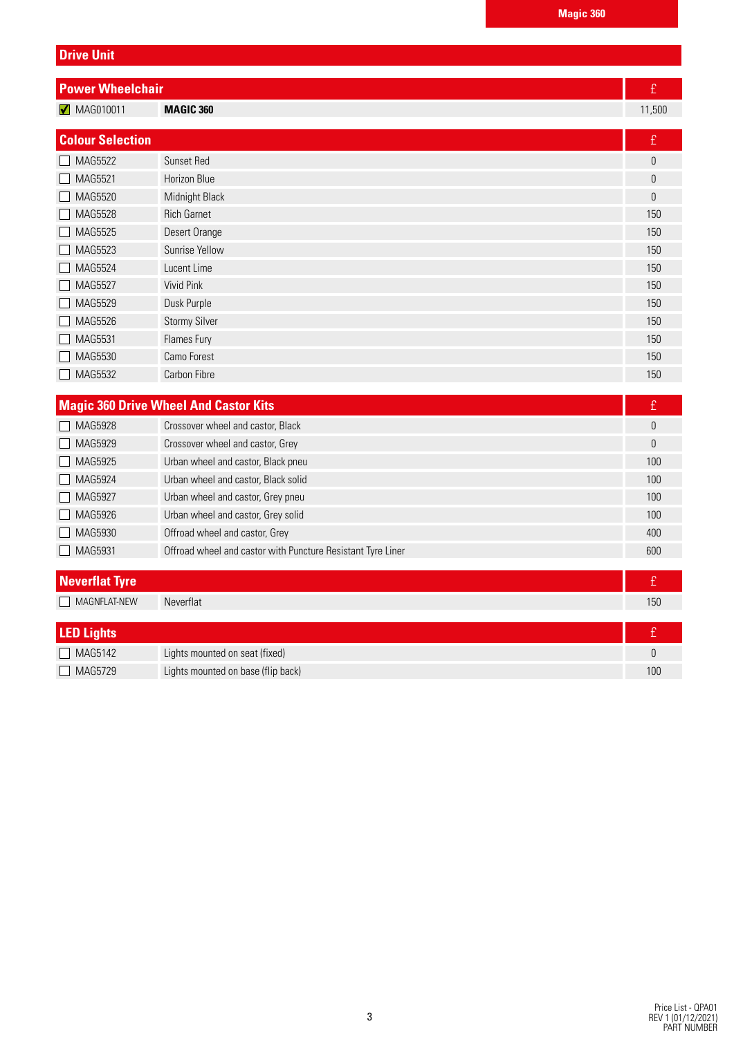## Drive Unit

| Power Wheelchair | | £ |
|---|---|---|
| ☑ MAG010011 | **MAGIC 360** | 11,500 |

| Colour Selection | | £ |
|---|---|---|
| ☐ MAG5522 | Sunset Red | 0 |
| ☐ MAG5521 | Horizon Blue | 0 |
| ☐ MAG5520 | Midnight Black | 0 |
| ☐ MAG5528 | Rich Garnet | 150 |
| ☐ MAG5525 | Desert Orange | 150 |
| ☐ MAG5523 | Sunrise Yellow | 150 |
| ☐ MAG5524 | Lucent Lime | 150 |
| ☐ MAG5527 | Vivid Pink | 150 |
| ☐ MAG5529 | Dusk Purple | 150 |
| ☐ MAG5526 | Stormy Silver | 150 |
| ☐ MAG5531 | Flames Fury | 150 |
| ☐ MAG5530 | Camo Forest | 150 |
| ☐ MAG5532 | Carbon Fibre | 150 |

| Magic 360 Drive Wheel And Castor Kits | | £ |
|---|---|---|
| ☐ MAG5928 | Crossover wheel and castor, Black | 0 |
| ☐ MAG5929 | Crossover wheel and castor, Grey | 0 |
| ☐ MAG5925 | Urban wheel and castor, Black pneu | 100 |
| ☐ MAG5924 | Urban wheel and castor, Black solid | 100 |
| ☐ MAG5927 | Urban wheel and castor, Grey pneu | 100 |
| ☐ MAG5926 | Urban wheel and castor, Grey solid | 100 |
| ☐ MAG5930 | Offroad wheel and castor, Grey | 400 |
| ☐ MAG5931 | Offroad wheel and castor with Puncture Resistant Tyre Liner | 600 |

| Neverflat Tyre | | £ |
|---|---|---|
| ☐ MAGNFLAT-NEW | Neverflat | 150 |

| LED Lights | | £ |
|---|---|---|
| ☐ MAG5142 | Lights mounted on seat (fixed) | 0 |
| ☐ MAG5729 | Lights mounted on base (flip back) | 100 |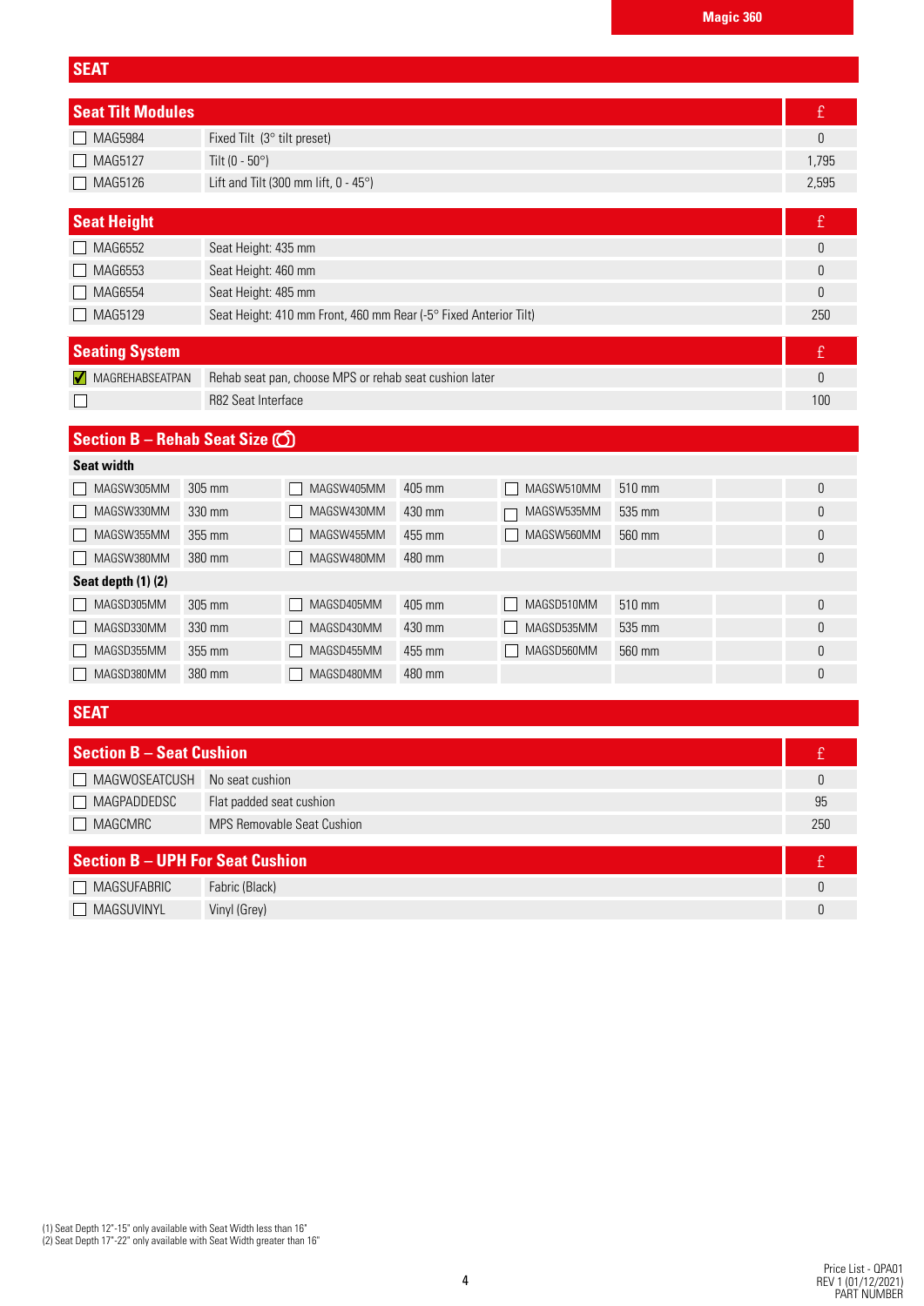## SEAT

| Seat Tilt Modules | | £ |
|---|---|---|
| ☐ MAG5984 | Fixed Tilt (3° tilt preset) | 0 |
| ☐ MAG5127 | Tilt (0 - 50°) | 1,795 |
| ☐ MAG5126 | Lift and Tilt (300 mm lift, 0 - 45°) | 2,595 |

| Seat Height | | £ |
|---|---|---|
| ☐ MAG6552 | Seat Height: 435 mm | 0 |
| ☐ MAG6553 | Seat Height: 460 mm | 0 |
| ☐ MAG6554 | Seat Height: 485 mm | 0 |
| ☐ MAG5129 | Seat Height: 410 mm Front, 460 mm Rear (-5° Fixed Anterior Tilt) | 250 |

| Seating System | | £ |
|---|---|---|
| ☑ MAGREHABSEATPAN | Rehab seat pan, choose MPS or rehab seat cushion later | 0 |
| ☐ | R82 Seat Interface | 100 |

| Section B – Rehab Seat Size | | | | | | | |
|---|---|---|---|---|---|---|---|
| **Seat width** | | | | | | | |
| ☐ MAGSW305MM | 305 mm | ☐ MAGSW405MM | 405 mm | ☐ MAGSW510MM | 510 mm | | 0 |
| ☐ MAGSW330MM | 330 mm | ☐ MAGSW430MM | 430 mm | ☐ MAGSW535MM | 535 mm | | 0 |
| ☐ MAGSW355MM | 355 mm | ☐ MAGSW455MM | 455 mm | ☐ MAGSW560MM | 560 mm | | 0 |
| ☐ MAGSW380MM | 380 mm | ☐ MAGSW480MM | 480 mm | | | | 0 |
| **Seat depth (1) (2)** | | | | | | | |
| ☐ MAGSD305MM | 305 mm | ☐ MAGSD405MM | 405 mm | ☐ MAGSD510MM | 510 mm | | 0 |
| ☐ MAGSD330MM | 330 mm | ☐ MAGSD430MM | 430 mm | ☐ MAGSD535MM | 535 mm | | 0 |
| ☐ MAGSD355MM | 355 mm | ☐ MAGSD455MM | 455 mm | ☐ MAGSD560MM | 560 mm | | 0 |
| ☐ MAGSD380MM | 380 mm | ☐ MAGSD480MM | 480 mm | | | | 0 |

## SEAT

| Section B – Seat Cushion | | £ |
|---|---|---|
| ☐ MAGWOSEATCUSH | No seat cushion | 0 |
| ☐ MAGPADDEDSC | Flat padded seat cushion | 95 |
| ☐ MAGCMRC | MPS Removable Seat Cushion | 250 |

| Section B – UPH For Seat Cushion | | £ |
|---|---|---|
| ☐ MAGSUFABRIC | Fabric (Black) | 0 |
| ☐ MAGSUVINYL | Vinyl (Grey) | 0 |

(1) Seat Depth 12"-15" only available with Seat Width less than 16"
(2) Seat Depth 17"-22" only available with Seat Width greater than 16"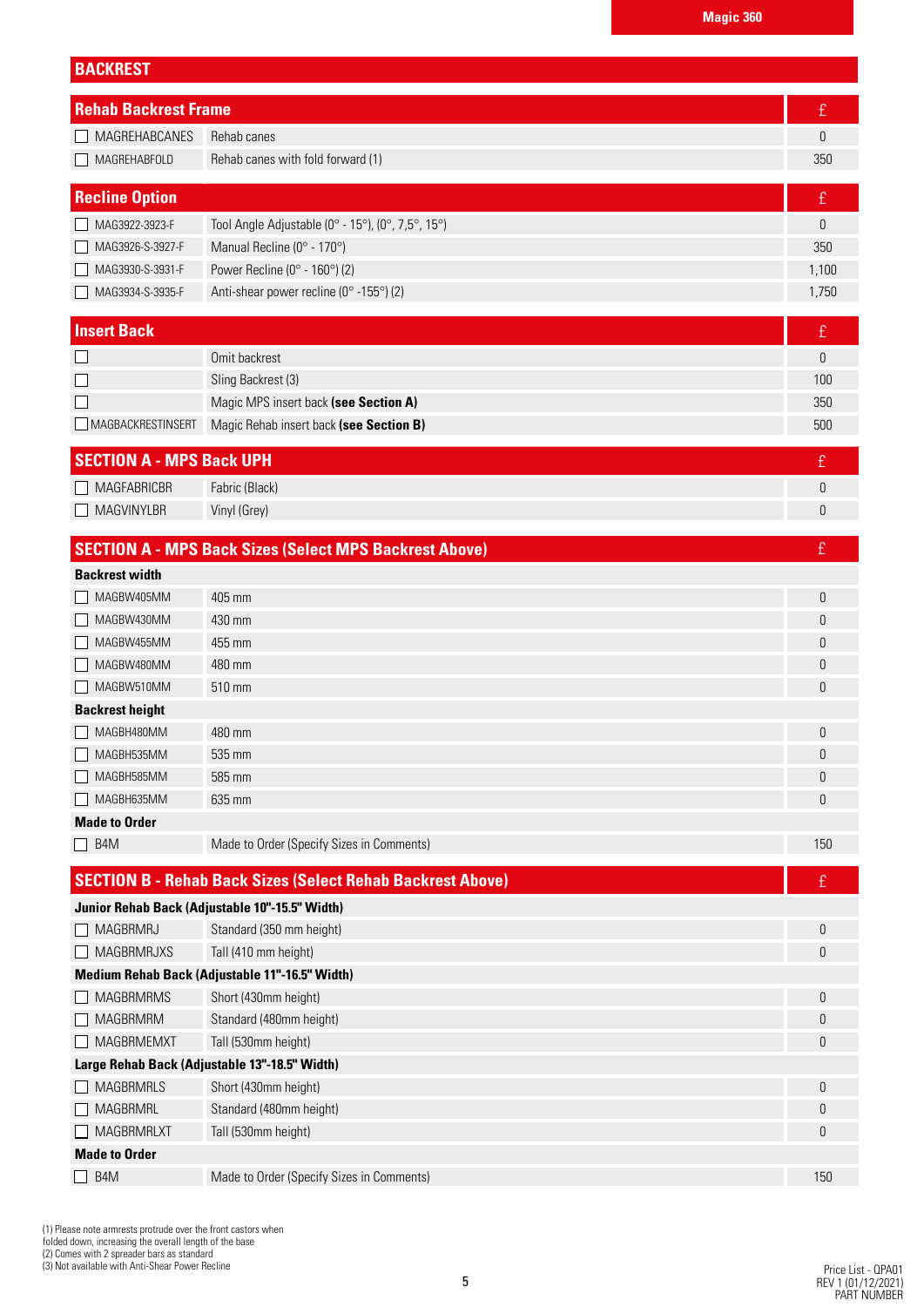## BACKREST

| Rehab Backrest Frame | | £ |
|---|---|---|
| ☐ MAGREHABCANES | Rehab canes | 0 |
| ☐ MAGREHABFOLD | Rehab canes with fold forward (1) | 350 |

| Recline Option | | £ |
|---|---|---|
| ☐ MAG3922-3923-F | Tool Angle Adjustable (0° - 15°), (0°, 7,5°, 15°) | 0 |
| ☐ MAG3926-S-3927-F | Manual Recline (0° - 170°) | 350 |
| ☐ MAG3930-S-3931-F | Power Recline (0° - 160°) (2) | 1,100 |
| ☐ MAG3934-S-3935-F | Anti-shear power recline (0° -155°) (2) | 1,750 |

| Insert Back | | £ |
|---|---|---|
| ☐ | Omit backrest | 0 |
| ☐ | Sling Backrest (3) | 100 |
| ☐ | Magic MPS insert back **(see Section A)** | 350 |
| ☐ MAGBACKRESTINSERT | Magic Rehab insert back **(see Section B)** | 500 |

| SECTION A - MPS Back UPH | | £ |
|---|---|---|
| ☐ MAGFABRICBR | Fabric (Black) | 0 |
| ☐ MAGVINYLBR | Vinyl (Grey) | 0 |

| SECTION A - MPS Back Sizes (Select MPS Backrest Above) | | £ |
|---|---|---|
| **Backrest width** | | |
| ☐ MAGBW405MM | 405 mm | 0 |
| ☐ MAGBW430MM | 430 mm | 0 |
| ☐ MAGBW455MM | 455 mm | 0 |
| ☐ MAGBW480MM | 480 mm | 0 |
| ☐ MAGBW510MM | 510 mm | 0 |
| **Backrest height** | | |
| ☐ MAGBH480MM | 480 mm | 0 |
| ☐ MAGBH535MM | 535 mm | 0 |
| ☐ MAGBH585MM | 585 mm | 0 |
| ☐ MAGBH635MM | 635 mm | 0 |
| **Made to Order** | | |
| ☐ B4M | Made to Order (Specify Sizes in Comments) | 150 |

| SECTION B - Rehab Back Sizes (Select Rehab Backrest Above) | | £ |
|---|---|---|
| **Junior Rehab Back (Adjustable 10"-15.5" Width)** | | |
| ☐ MAGBRMRJ | Standard (350 mm height) | 0 |
| ☐ MAGBRMRJXS | Tall (410 mm height) | 0 |
| **Medium Rehab Back (Adjustable 11"-16.5" Width)** | | |
| ☐ MAGBRMRMS | Short (430mm height) | 0 |
| ☐ MAGBRMRM | Standard (480mm height) | 0 |
| ☐ MAGBRMEMXT | Tall (530mm height) | 0 |
| **Large Rehab Back (Adjustable 13"-18.5" Width)** | | |
| ☐ MAGBRMRLS | Short (430mm height) | 0 |
| ☐ MAGBRMRL | Standard (480mm height) | 0 |
| ☐ MAGBRMRLXT | Tall (530mm height) | 0 |
| **Made to Order** | | |
| ☐ B4M | Made to Order (Specify Sizes in Comments) | 150 |

(1) Please note armrests protrude over the front castors when folded down, increasing the overall length of the base
(2) Comes with 2 spreader bars as standard
(3) Not available with Anti-Shear Power Recline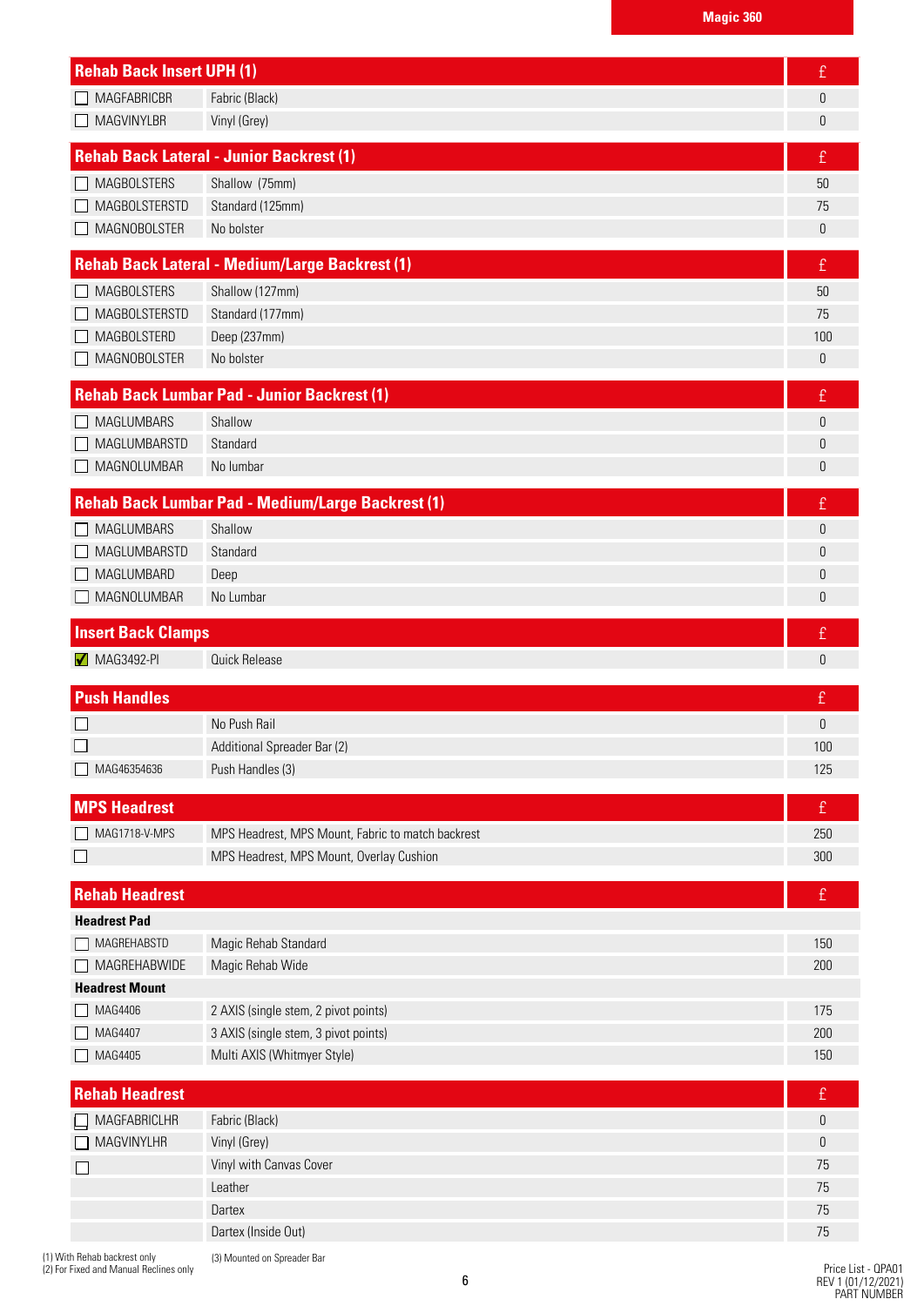## Magic 360

| Rehab Back Insert UPH (1) | | £ |
|---|---|---|
| ☐ MAGFABRICBR | Fabric (Black) | 0 |
| ☐ MAGVINYLBR | Vinyl (Grey) | 0 |

| Rehab Back Lateral - Junior Backrest (1) | | £ |
|---|---|---|
| ☐ MAGBOLSTERS | Shallow (75mm) | 50 |
| ☐ MAGBOLSTERSTD | Standard (125mm) | 75 |
| ☐ MAGNOBOLSTER | No bolster | 0 |

| Rehab Back Lateral - Medium/Large Backrest (1) | | £ |
|---|---|---|
| ☐ MAGBOLSTERS | Shallow (127mm) | 50 |
| ☐ MAGBOLSTERSTD | Standard (177mm) | 75 |
| ☐ MAGBOLSTERD | Deep (237mm) | 100 |
| ☐ MAGNOBOLSTER | No bolster | 0 |

| Rehab Back Lumbar Pad - Junior Backrest (1) | | £ |
|---|---|---|
| ☐ MAGLUMBARS | Shallow | 0 |
| ☐ MAGLUMBARSTD | Standard | 0 |
| ☐ MAGNOLUMBAR | No lumbar | 0 |

| Rehab Back Lumbar Pad - Medium/Large Backrest (1) | | £ |
|---|---|---|
| ☐ MAGLUMBARS | Shallow | 0 |
| ☐ MAGLUMBARSTD | Standard | 0 |
| ☐ MAGLUMBARD | Deep | 0 |
| ☐ MAGNOLUMBAR | No Lumbar | 0 |

| Insert Back Clamps | | £ |
|---|---|---|
| ☑ MAG3492-PI | Quick Release | 0 |

| Push Handles | | £ |
|---|---|---|
| ☐ | No Push Rail | 0 |
| ☐ | Additional Spreader Bar (2) | 100 |
| ☐ MAG46354636 | Push Handles (3) | 125 |

| MPS Headrest | | £ |
|---|---|---|
| ☐ MAG1718-V-MPS | MPS Headrest, MPS Mount, Fabric to match backrest | 250 |
| ☐ | MPS Headrest, MPS Mount, Overlay Cushion | 300 |

| Rehab Headrest | | £ |
|---|---|---|
| **Headrest Pad** | | |
| ☐ MAGREHABSTD | Magic Rehab Standard | 150 |
| ☐ MAGREHABWIDE | Magic Rehab Wide | 200 |
| **Headrest Mount** | | |
| ☐ MAG4406 | 2 AXIS (single stem, 2 pivot points) | 175 |
| ☐ MAG4407 | 3 AXIS (single stem, 3 pivot points) | 200 |
| ☐ MAG4405 | Multi AXIS (Whitmyer Style) | 150 |

| Rehab Headrest | | £ |
|---|---|---|
| ☐ MAGFABRICLHR | Fabric (Black) | 0 |
| ☐ MAGVINYLHR | Vinyl (Grey) | 0 |
| ☐ | Vinyl with Canvas Cover | 75 |
| | Leather | 75 |
| | Dartex | 75 |
| | Dartex (Inside Out) | 75 |

(1) With Rehab backrest only
(2) For Fixed and Manual Reclines only
(3) Mounted on Spreader Bar

Price List - QPA01
REV 1 (01/12/2021)
PART NUMBER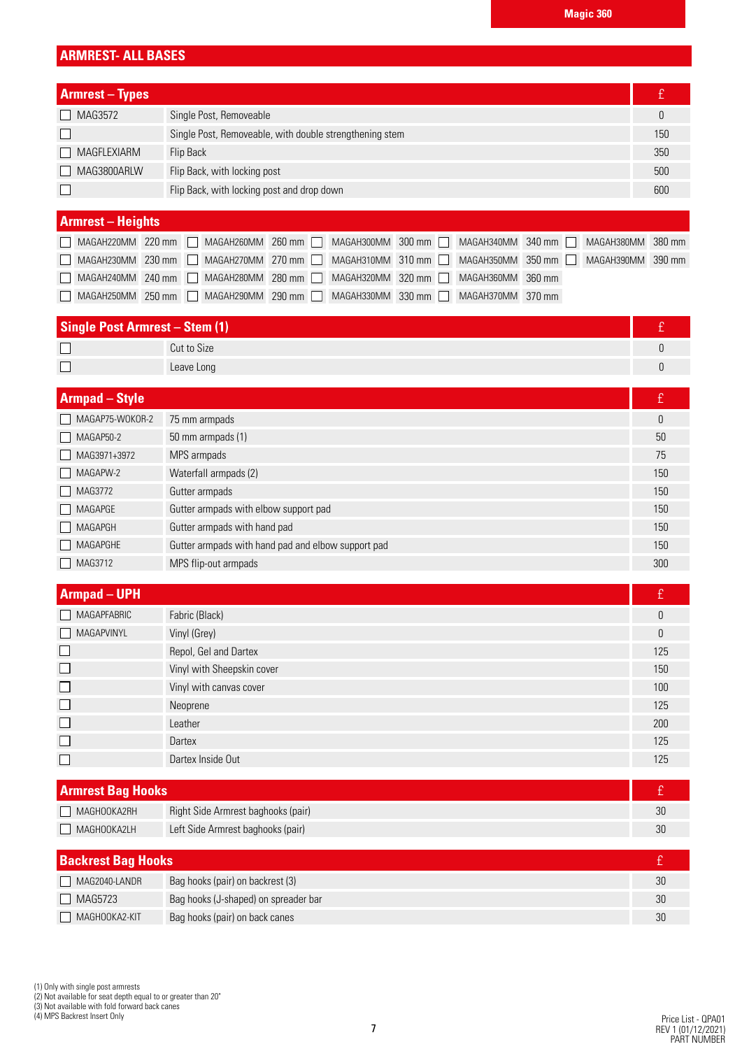## ARMREST- ALL BASES

| Armrest – Types | | £ |
|---|---|---|
| ☐ MAG3572 | Single Post, Removeable | 0 |
| ☐ | Single Post, Removeable, with double strengthening stem | 150 |
| ☐ MAGFLEXIARM | Flip Back | 350 |
| ☐ MAG3800ARLW | Flip Back, with locking post | 500 |
| ☐ | Flip Back, with locking post and drop down | 600 |

| Armrest – Heights | | | | | | | | | |
|---|---|---|---|---|---|---|---|---|---|
| ☐ MAGAH220MM | 220 mm | ☐ MAGAH260MM | 260 mm | ☐ MAGAH300MM | 300 mm | ☐ MAGAH340MM | 340 mm | ☐ MAGAH380MM | 380 mm |
| ☐ MAGAH230MM | 230 mm | ☐ MAGAH270MM | 270 mm | ☐ MAGAH310MM | 310 mm | ☐ MAGAH350MM | 350 mm | ☐ MAGAH390MM | 390 mm |
| ☐ MAGAH240MM | 240 mm | ☐ MAGAH280MM | 280 mm | ☐ MAGAH320MM | 320 mm | ☐ MAGAH360MM | 360 mm | | |
| ☐ MAGAH250MM | 250 mm | ☐ MAGAH290MM | 290 mm | ☐ MAGAH330MM | 330 mm | ☐ MAGAH370MM | 370 mm | | |

| Single Post Armrest – Stem (1) | | £ |
|---|---|---|
| ☐ | Cut to Size | 0 |
| ☐ | Leave Long | 0 |

| Armpad – Style | | £ |
|---|---|---|
| ☐ MAGAP75-WOKOR-2 | 75 mm armpads | 0 |
| ☐ MAGAP50-2 | 50 mm armpads (1) | 50 |
| ☐ MAG3971+3972 | MPS armpads | 75 |
| ☐ MAGAPW-2 | Waterfall armpads (2) | 150 |
| ☐ MAG3772 | Gutter armpads | 150 |
| ☐ MAGAPGE | Gutter armpads with elbow support pad | 150 |
| ☐ MAGAPGH | Gutter armpads with hand pad | 150 |
| ☐ MAGAPGHE | Gutter armpads with hand pad and elbow support pad | 150 |
| ☐ MAG3712 | MPS flip-out armpads | 300 |

| Armpad – UPH | | £ |
|---|---|---|
| ☐ MAGAPFABRIC | Fabric (Black) | 0 |
| ☐ MAGAPVINYL | Vinyl (Grey) | 0 |
| ☐ | Repol, Gel and Dartex | 125 |
| ☐ | Vinyl with Sheepskin cover | 150 |
| ☐ | Vinyl with canvas cover | 100 |
| ☐ | Neoprene | 125 |
| ☐ | Leather | 200 |
| ☐ | Dartex | 125 |
| ☐ | Dartex Inside Out | 125 |

| Armrest Bag Hooks | | £ |
|---|---|---|
| ☐ MAGHOOKA2RH | Right Side Armrest baghooks (pair) | 30 |
| ☐ MAGHOOKA2LH | Left Side Armrest baghooks (pair) | 30 |

| Backrest Bag Hooks | | £ |
|---|---|---|
| ☐ MAG2040-LANDR | Bag hooks (pair) on backrest (3) | 30 |
| ☐ MAG5723 | Bag hooks (J-shaped) on spreader bar | 30 |
| ☐ MAGHOOKA2-KIT | Bag hooks (pair) on back canes | 30 |

(1) Only with single post armrests
(2) Not available for seat depth equal to or greater than 20"
(3) Not available with fold forward back canes
(4) MPS Backrest Insert Only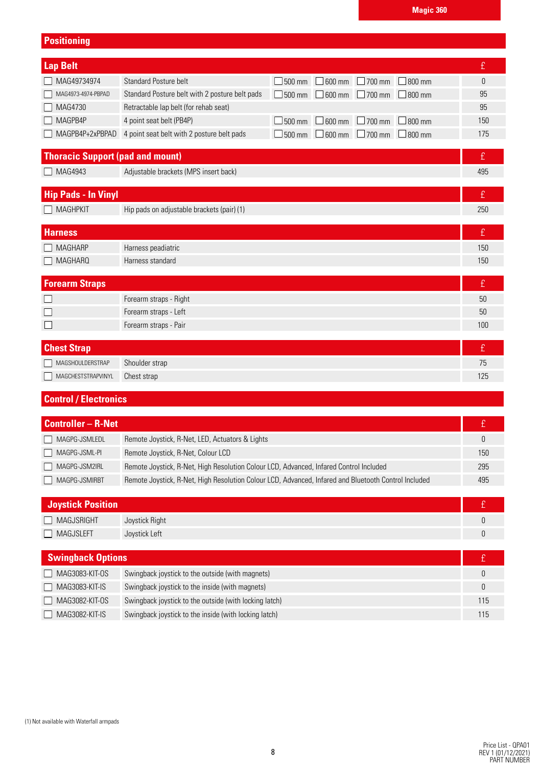# Magic 360

## Positioning

### Lap Belt

| | Code | Description | | | | | £ |
|---|---|---|---|---|---|---|---|
| ☐ | MAG49734974 | Standard Posture belt | ☐ 500 mm | ☐ 600 mm | ☐ 700 mm | ☐ 800 mm | 0 |
| ☐ | MAG4973-4974-PBPAD | Standard Posture belt with 2 posture belt pads | ☐ 500 mm | ☐ 600 mm | ☐ 700 mm | ☐ 800 mm | 95 |
| ☐ | MAG4730 | Retractable lap belt (for rehab seat) | | | | | 95 |
| ☐ | MAGPB4P | 4 point seat belt (PB4P) | ☐ 500 mm | ☐ 600 mm | ☐ 700 mm | ☐ 800 mm | 150 |
| ☐ | MAGPB4P+2xPBPAD | 4 point seat belt with 2 posture belt pads | ☐ 500 mm | ☐ 600 mm | ☐ 700 mm | ☐ 800 mm | 175 |

### Thoracic Support (pad and mount)

| | Code | Description | £ |
|---|---|---|---|
| ☐ | MAG4943 | Adjustable brackets (MPS insert back) | 495 |

### Hip Pads - In Vinyl

| | Code | Description | £ |
|---|---|---|---|
| ☐ | MAGHPKIT | Hip pads on adjustable brackets (pair) (1) | 250 |

### Harness

| | Code | Description | £ |
|---|---|---|---|
| ☐ | MAGHARP | Harness peadiatric | 150 |
| ☐ | MAGHARQ | Harness standard | 150 |

### Forearm Straps

| | Code | Description | £ |
|---|---|---|---|
| ☐ | | Forearm straps - Right | 50 |
| ☐ | | Forearm straps - Left | 50 |
| ☐ | | Forearm straps - Pair | 100 |

### Chest Strap

| | Code | Description | £ |
|---|---|---|---|
| ☐ | MAGSHOULDERSTRAP | Shoulder strap | 75 |
| ☐ | MAGCHESTSTRAPVINYL | Chest strap | 125 |

## Control / Electronics

### Controller – R-Net

| | Code | Description | £ |
|---|---|---|---|
| ☐ | MAGPG-JSMLEDL | Remote Joystick, R-Net, LED, Actuators & Lights | 0 |
| ☐ | MAGPG-JSML-PI | Remote Joystick, R-Net, Colour LCD | 150 |
| ☐ | MAGPG-JSM2IRL | Remote Joystick, R-Net, High Resolution Colour LCD, Advanced, Infared Control Included | 295 |
| ☐ | MAGPG-JSMIRBT | Remote Joystick, R-Net, High Resolution Colour LCD, Advanced, Infared and Bluetooth Control Included | 495 |

### Joystick Position

| | Code | Description | £ |
|---|---|---|---|
| ☐ | MAGJSRIGHT | Joystick Right | 0 |
| ☐ | MAGJSLEFT | Joystick Left | 0 |

### Swingback Options

| | Code | Description | £ |
|---|---|---|---|
| ☐ | MAG3083-KIT-OS | Swingback joystick to the outside (with magnets) | 0 |
| ☐ | MAG3083-KIT-IS | Swingback joystick to the inside (with magnets) | 0 |
| ☐ | MAG3082-KIT-OS | Swingback joystick to the outside (with locking latch) | 115 |
| ☐ | MAG3082-KIT-IS | Swingback joystick to the inside (with locking latch) | 115 |

(1) Not available with Waterfall armpads

Price List - QPA01
REV 1 (01/12/2021)
PART NUMBER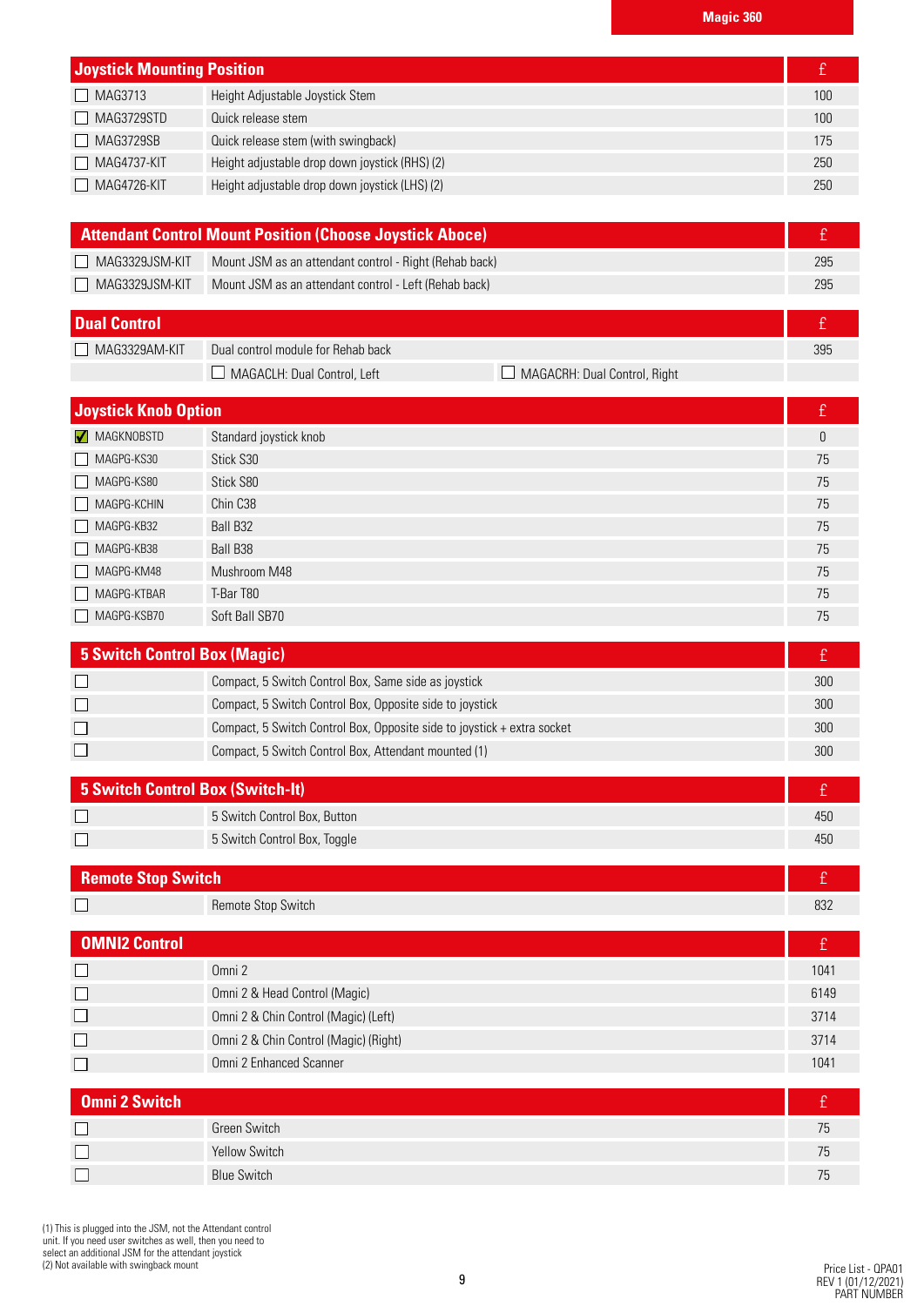| Joystick Mounting Position | | £ |
|---|---|---|
| ☐ MAG3713 | Height Adjustable Joystick Stem | 100 |
| ☐ MAG3729STD | Quick release stem | 100 |
| ☐ MAG3729SB | Quick release stem (with swingback) | 175 |
| ☐ MAG4737-KIT | Height adjustable drop down joystick (RHS) (2) | 250 |
| ☐ MAG4726-KIT | Height adjustable drop down joystick (LHS) (2) | 250 |

| Attendant Control Mount Position (Choose Joystick Aboce) | | £ |
|---|---|---|
| ☐ MAG3329JSM-KIT | Mount JSM as an attendant control - Right (Rehab back) | 295 |
| ☐ MAG3329JSM-KIT | Mount JSM as an attendant control - Left (Rehab back) | 295 |

| Dual Control | | | £ |
|---|---|---|---|
| ☐ MAG3329AM-KIT | Dual control module for Rehab back | | 395 |
| | ☐ MAGACLH: Dual Control, Left | ☐ MAGACRH: Dual Control, Right | |

| Joystick Knob Option | | £ |
|---|---|---|
| ☑ MAGKNOBSTD | Standard joystick knob | 0 |
| ☐ MAGPG-KS30 | Stick S30 | 75 |
| ☐ MAGPG-KS80 | Stick S80 | 75 |
| ☐ MAGPG-KCHIN | Chin C38 | 75 |
| ☐ MAGPG-KB32 | Ball B32 | 75 |
| ☐ MAGPG-KB38 | Ball B38 | 75 |
| ☐ MAGPG-KM48 | Mushroom M48 | 75 |
| ☐ MAGPG-KTBAR | T-Bar T80 | 75 |
| ☐ MAGPG-KSB70 | Soft Ball SB70 | 75 |

| 5 Switch Control Box (Magic) | | £ |
|---|---|---|
| ☐ | Compact, 5 Switch Control Box, Same side as joystick | 300 |
| ☐ | Compact, 5 Switch Control Box, Opposite side to joystick | 300 |
| ☐ | Compact, 5 Switch Control Box, Opposite side to joystick + extra socket | 300 |
| ☐ | Compact, 5 Switch Control Box, Attendant mounted (1) | 300 |

| 5 Switch Control Box (Switch-It) | | £ |
|---|---|---|
| ☐ | 5 Switch Control Box, Button | 450 |
| ☐ | 5 Switch Control Box, Toggle | 450 |

| Remote Stop Switch | | £ |
|---|---|---|
| ☐ | Remote Stop Switch | 832 |

| OMNI2 Control | | £ |
|---|---|---|
| ☐ | Omni 2 | 1041 |
| ☐ | Omni 2 & Head Control (Magic) | 6149 |
| ☐ | Omni 2 & Chin Control (Magic) (Left) | 3714 |
| ☐ | Omni 2 & Chin Control (Magic) (Right) | 3714 |
| ☐ | Omni 2 Enhanced Scanner | 1041 |

| Omni 2 Switch | | £ |
|---|---|---|
| ☐ | Green Switch | 75 |
| ☐ | Yellow Switch | 75 |
| ☐ | Blue Switch | 75 |

(1) This is plugged into the JSM, not the Attendant control unit. If you need user switches as well, then you need to select an additional JSM for the attendant joystick
(2) Not available with swingback mount

Price List - QPA01
REV 1 (01/12/2021)
PART NUMBER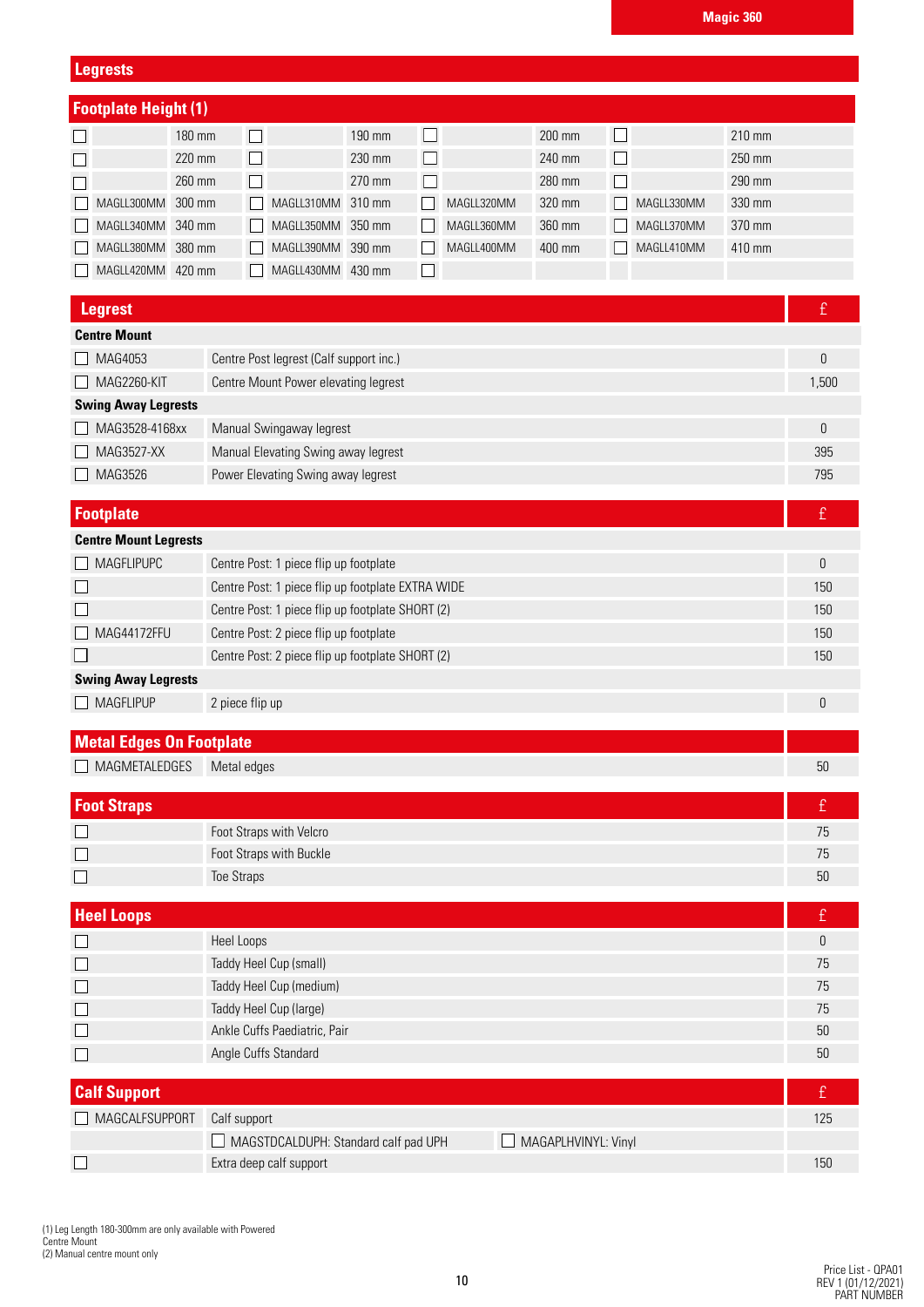## Legrests

### Footplate Height (1)

| | Code | Height | | Code | Height | | Code | Height | | Code | Height |
|---|---|---|---|---|---|---|---|---|---|---|---|
| ☐ | | 180 mm | ☐ | | 190 mm | ☐ | | 200 mm | ☐ | | 210 mm |
| ☐ | | 220 mm | ☐ | | 230 mm | ☐ | | 240 mm | ☐ | | 250 mm |
| ☐ | | 260 mm | ☐ | | 270 mm | ☐ | | 280 mm | ☐ | | 290 mm |
| ☐ | MAGLL300MM | 300 mm | ☐ | MAGLL310MM | 310 mm | ☐ | MAGLL320MM | 320 mm | ☐ | MAGLL330MM | 330 mm |
| ☐ | MAGLL340MM | 340 mm | ☐ | MAGLL350MM | 350 mm | ☐ | MAGLL360MM | 360 mm | ☐ | MAGLL370MM | 370 mm |
| ☐ | MAGLL380MM | 380 mm | ☐ | MAGLL390MM | 390 mm | ☐ | MAGLL400MM | 400 mm | ☐ | MAGLL410MM | 410 mm |
| ☐ | MAGLL420MM | 420 mm | ☐ | MAGLL430MM | 430 mm | ☐ | | | | | |

### Legrest

| Code | Description | £ |
|---|---|---|
| **Centre Mount** | | |
| ☐ MAG4053 | Centre Post legrest (Calf support inc.) | 0 |
| ☐ MAG2260-KIT | Centre Mount Power elevating legrest | 1,500 |
| **Swing Away Legrests** | | |
| ☐ MAG3528-4168xx | Manual Swingaway legrest | 0 |
| ☐ MAG3527-XX | Manual Elevating Swing away legrest | 395 |
| ☐ MAG3526 | Power Elevating Swing away legrest | 795 |

### Footplate

| Code | Description | £ |
|---|---|---|
| **Centre Mount Legrests** | | |
| ☐ MAGFLIPUPC | Centre Post: 1 piece flip up footplate | 0 |
| ☐ | Centre Post: 1 piece flip up footplate EXTRA WIDE | 150 |
| ☐ | Centre Post: 1 piece flip up footplate SHORT (2) | 150 |
| ☐ MAG44172FFU | Centre Post: 2 piece flip up footplate | 150 |
| ☐ | Centre Post: 2 piece flip up footplate SHORT (2) | 150 |
| **Swing Away Legrests** | | |
| ☐ MAGFLIPUP | 2 piece flip up | 0 |

### Metal Edges On Footplate

| Code | Description | £ |
|---|---|---|
| ☐ MAGMETALEDGES | Metal edges | 50 |

### Foot Straps

| Code | Description | £ |
|---|---|---|
| ☐ | Foot Straps with Velcro | 75 |
| ☐ | Foot Straps with Buckle | 75 |
| ☐ | Toe Straps | 50 |

### Heel Loops

| Code | Description | £ |
|---|---|---|
| ☐ | Heel Loops | 0 |
| ☐ | Taddy Heel Cup (small) | 75 |
| ☐ | Taddy Heel Cup (medium) | 75 |
| ☐ | Taddy Heel Cup (large) | 75 |
| ☐ | Ankle Cuffs Paediatric, Pair | 50 |
| ☐ | Angle Cuffs Standard | 50 |

### Calf Support

| Code | Description | | £ |
|---|---|---|---|
| ☐ MAGCALFSUPPORT | Calf support | | 125 |
| | ☐ MAGSTDCALDUPH: Standard calf pad UPH | ☐ MAGAPLHVINYL: Vinyl | |
| ☐ | Extra deep calf support | | 150 |

(1) Leg Length 180-300mm are only available with Powered Centre Mount
(2) Manual centre mount only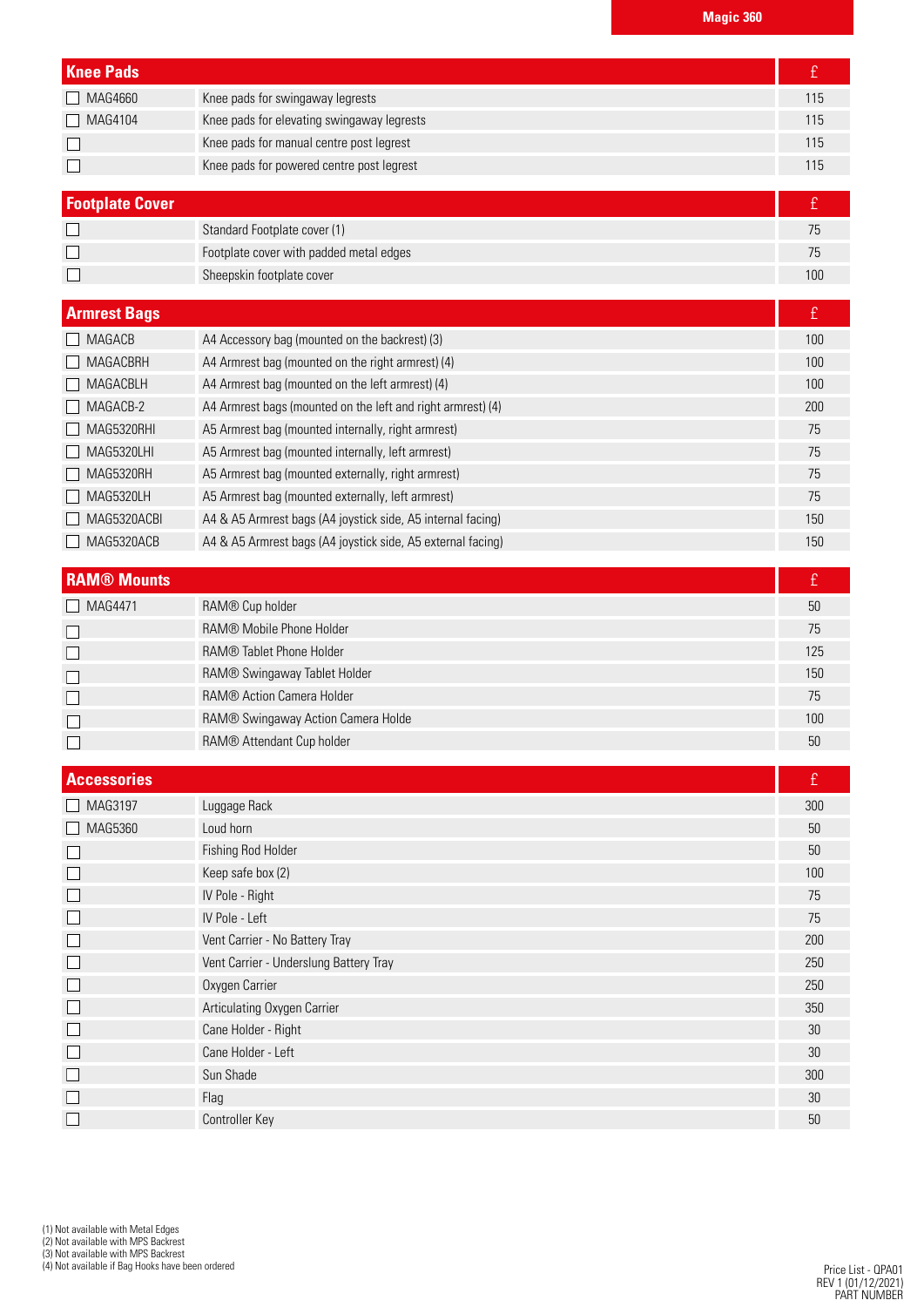## Magic 360

| Knee Pads | | £ |
|---|---|---|
| MAG4660 | Knee pads for swingaway legrests | 115 |
| MAG4104 | Knee pads for elevating swingaway legrests | 115 |
| | Knee pads for manual centre post legrest | 115 |
| | Knee pads for powered centre post legrest | 115 |

| Footplate Cover | | £ |
|---|---|---|
| | Standard Footplate cover (1) | 75 |
| | Footplate cover with padded metal edges | 75 |
| | Sheepskin footplate cover | 100 |

| Armrest Bags | | £ |
|---|---|---|
| MAGACB | A4 Accessory bag (mounted on the backrest) (3) | 100 |
| MAGACBRH | A4 Armrest bag (mounted on the right armrest) (4) | 100 |
| MAGACBLH | A4 Armrest bag (mounted on the left armrest) (4) | 100 |
| MAGACB-2 | A4 Armrest bags (mounted on the left and right armrest) (4) | 200 |
| MAG5320RHI | A5 Armrest bag (mounted internally, right armrest) | 75 |
| MAG5320LHI | A5 Armrest bag (mounted internally, left armrest) | 75 |
| MAG5320RH | A5 Armrest bag (mounted externally, right armrest) | 75 |
| MAG5320LH | A5 Armrest bag (mounted externally, left armrest) | 75 |
| MAG5320ACBI | A4 & A5 Armrest bags (A4 joystick side, A5 internal facing) | 150 |
| MAG5320ACB | A4 & A5 Armrest bags (A4 joystick side, A5 external facing) | 150 |

| RAM® Mounts | | £ |
|---|---|---|
| MAG4471 | RAM® Cup holder | 50 |
| | RAM® Mobile Phone Holder | 75 |
| | RAM® Tablet Phone Holder | 125 |
| | RAM® Swingaway Tablet Holder | 150 |
| | RAM® Action Camera Holder | 75 |
| | RAM® Swingaway Action Camera Holde | 100 |
| | RAM® Attendant Cup holder | 50 |

| Accessories | | £ |
|---|---|---|
| MAG3197 | Luggage Rack | 300 |
| MAG5360 | Loud horn | 50 |
| | Fishing Rod Holder | 50 |
| | Keep safe box (2) | 100 |
| | IV Pole - Right | 75 |
| | IV Pole - Left | 75 |
| | Vent Carrier - No Battery Tray | 200 |
| | Vent Carrier - Underslung Battery Tray | 250 |
| | Oxygen Carrier | 250 |
| | Articulating Oxygen Carrier | 350 |
| | Cane Holder - Right | 30 |
| | Cane Holder - Left | 30 |
| | Sun Shade | 300 |
| | Flag | 30 |
| | Controller Key | 50 |

(1) Not available with Metal Edges
(2) Not available with MPS Backrest
(3) Not available with MPS Backrest
(4) Not available if Bag Hooks have been ordered

Price List - QPA01
REV 1 (01/12/2021)
PART NUMBER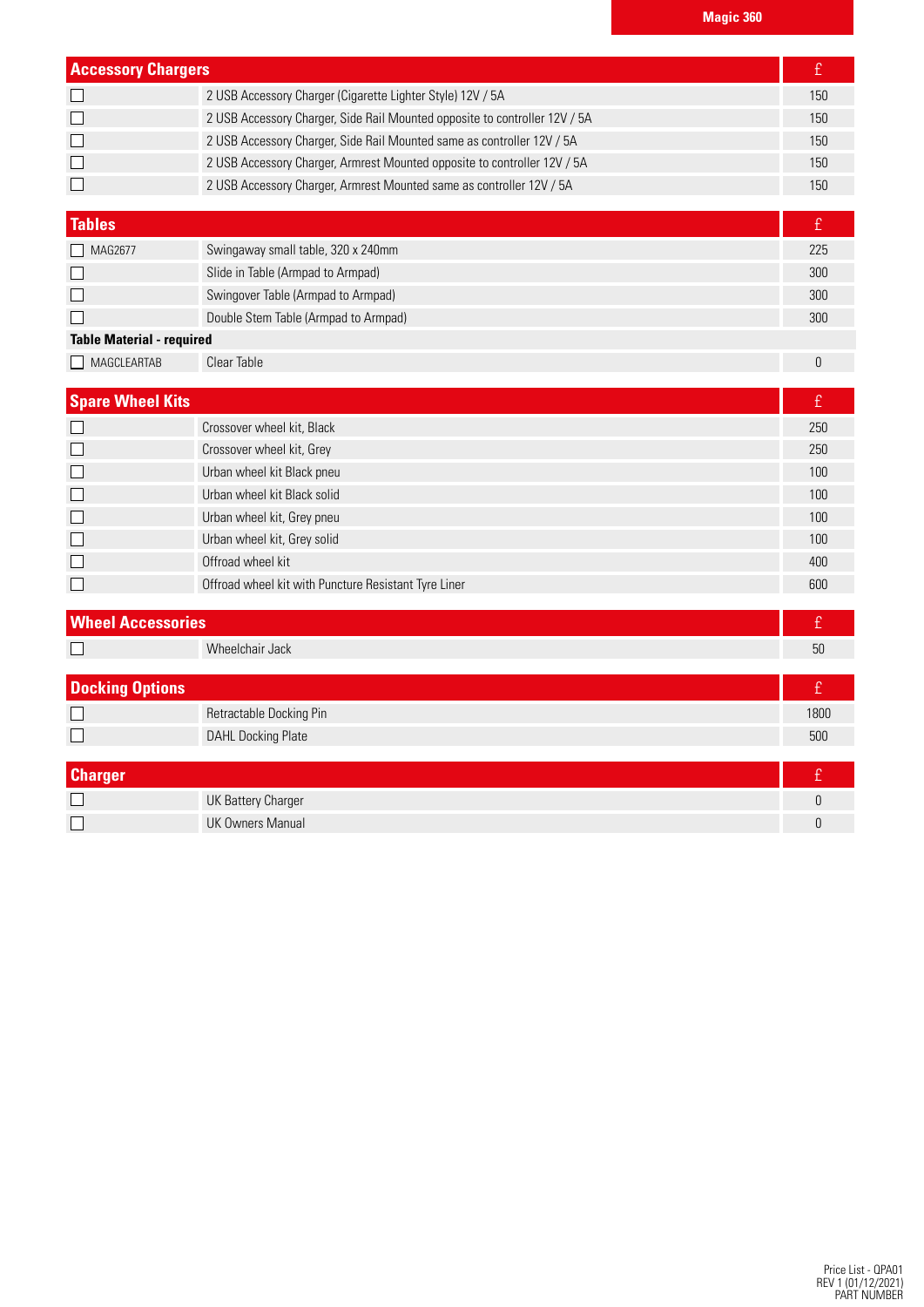Magic 360

| Accessory Chargers | | £ |
|---|---|---|
| ☐ | 2 USB Accessory Charger (Cigarette Lighter Style) 12V / 5A | 150 |
| ☐ | 2 USB Accessory Charger, Side Rail Mounted opposite to controller 12V / 5A | 150 |
| ☐ | 2 USB Accessory Charger, Side Rail Mounted same as controller 12V / 5A | 150 |
| ☐ | 2 USB Accessory Charger, Armrest Mounted opposite to controller 12V / 5A | 150 |
| ☐ | 2 USB Accessory Charger, Armrest Mounted same as controller 12V / 5A | 150 |

| Tables | | £ |
|---|---|---|
| ☐ MAG2677 | Swingaway small table, 320 x 240mm | 225 |
| ☐ | Slide in Table (Armpad to Armpad) | 300 |
| ☐ | Swingover Table (Armpad to Armpad) | 300 |
| ☐ | Double Stem Table (Armpad to Armpad) | 300 |
| **Table Material - required** | | |
| ☐ MAGCLEARTAB | Clear Table | 0 |

| Spare Wheel Kits | | £ |
|---|---|---|
| ☐ | Crossover wheel kit, Black | 250 |
| ☐ | Crossover wheel kit, Grey | 250 |
| ☐ | Urban wheel kit Black pneu | 100 |
| ☐ | Urban wheel kit Black solid | 100 |
| ☐ | Urban wheel kit, Grey pneu | 100 |
| ☐ | Urban wheel kit, Grey solid | 100 |
| ☐ | Offroad wheel kit | 400 |
| ☐ | Offroad wheel kit with Puncture Resistant Tyre Liner | 600 |

| Wheel Accessories | | £ |
|---|---|---|
| ☐ | Wheelchair Jack | 50 |

| Docking Options | | £ |
|---|---|---|
| ☐ | Retractable Docking Pin | 1800 |
| ☐ | DAHL Docking Plate | 500 |

| Charger | | £ |
|---|---|---|
| ☐ | UK Battery Charger | 0 |
| ☐ | UK Owners Manual | 0 |

Price List - QPA01
REV 1 (01/12/2021)
PART NUMBER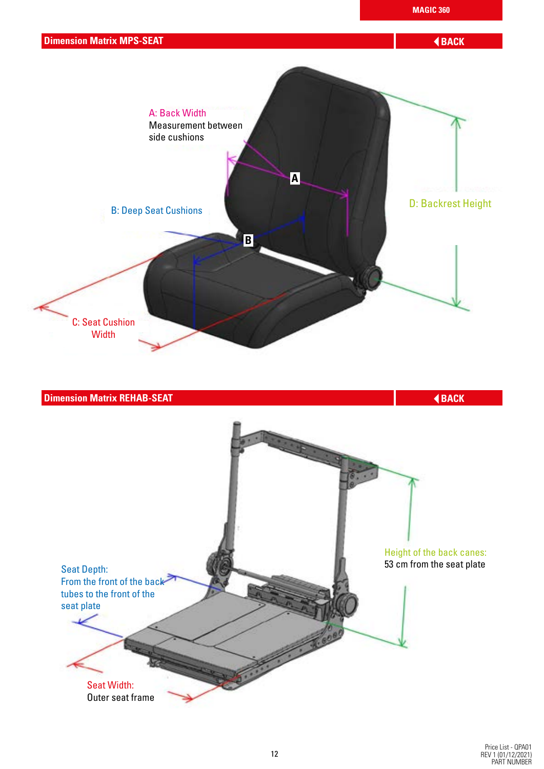## Dimension Matrix MPS-SEAT

BACK

A: Back Width
Measurement between side cushions

B: Deep Seat Cushions

C: Seat Cushion Width

D: Backrest Height

## Dimension Matrix REHAB-SEAT

BACK

Seat Depth:
From the front of the back tubes to the front of the seat plate

Height of the back canes:
53 cm from the seat plate

Seat Width:
Outer seat frame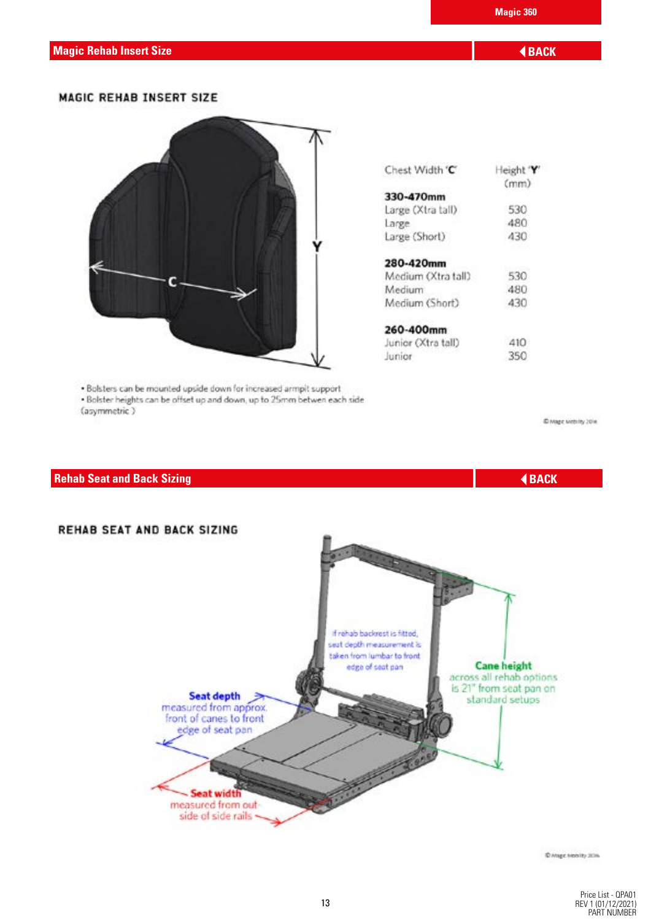## Magic Rehab Insert Size

BACK

### MAGIC REHAB INSERT SIZE

| Chest Width 'C' | Height 'Y' (mm) |
|---|---|
| **330-470mm** | |
| Large (Xtra tall) | 530 |
| Large | 480 |
| Large (Short) | 430 |
| **280-420mm** | |
| Medium (Xtra tall) | 530 |
| Medium | 480 |
| Medium (Short) | 430 |
| **260-400mm** | |
| Junior (Xtra tall) | 410 |
| Junior | 350 |

- Bolsters can be mounted upside down for increased armpit support
- Bolster heights can be offset up and down, up to 25mm betwen each side (asymmetric)

## Rehab Seat and Back Sizing

BACK

### REHAB SEAT AND BACK SIZING

If rehab backrest is fitted, seat depth measurement is taken from lumbar to front edge of seat pan

**Cane height** across all rehab options is 21" from seat pan on standard setups

**Seat depth** measured from approx. front of canes to front edge of seat pan

**Seat width** measured from out side of side rails

Price List - QPA01
REV 1 (01/12/2021)
PART NUMBER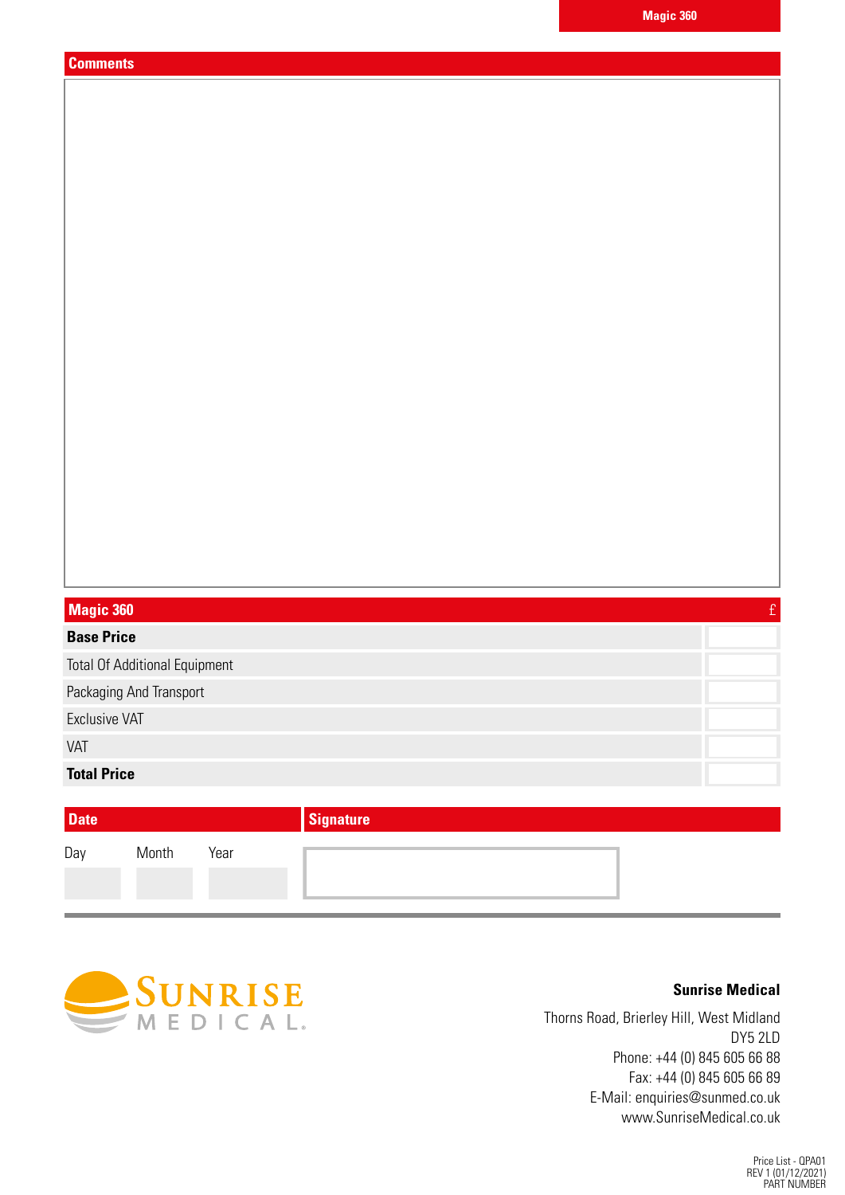## Comments

| Magic 360 | £ |
|---|---|
| **Base Price** | |
| Total Of Additional Equipment | |
| Packaging And Transport | |
| Exclusive VAT | |
| VAT | |
| **Total Price** | |

## Date

Day Month Year

## Signature

SUNRISE MEDICAL

**Sunrise Medical**

Thorns Road, Brierley Hill, West Midland
DY5 2LD
Phone: +44 (0) 845 605 66 88
Fax: +44 (0) 845 605 66 89
E-Mail: enquiries@sunmed.co.uk
www.SunriseMedical.co.uk

Price List - QPA01
REV 1 (01/12/2021)
PART NUMBER